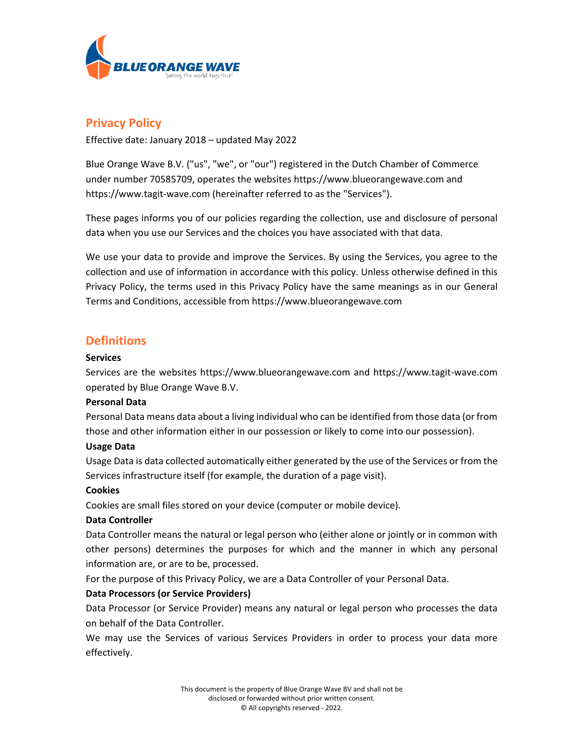## Privacy Policy

Effective date: January 2018 – updated May 2022

Blue Orange Wave B.V. ("us", "we", or "our") registered in the Dutch Chamber of Commerce under number 70585709, operates the websites https://www.blueorangewave.com and https://www.tagit-wave.com (hereinafter referred to as the "Services").

These pages informs you of our policies regarding the collection, use and disclosure of personal data when you use our Services and the choices you have associated with that data.

We use your data to provide and improve the Services. By using the Services, you agree to the collection and use of information in accordance with this policy. Unless otherwise defined in this Privacy Policy, the terms used in this Privacy Policy have the same meanings as in our General Terms and Conditions, accessible from https://www.blueorangewave.com

## Definitions

**Services**

Services are the websites https://www.blueorangewave.com and https://www.tagit-wave.com operated by Blue Orange Wave B.V.

**Personal Data**

Personal Data means data about a living individual who can be identified from those data (or from those and other information either in our possession or likely to come into our possession).

**Usage Data**

Usage Data is data collected automatically either generated by the use of the Services or from the Services infrastructure itself (for example, the duration of a page visit).

**Cookies**

Cookies are small files stored on your device (computer or mobile device).

**Data Controller**

Data Controller means the natural or legal person who (either alone or jointly or in common with other persons) determines the purposes for which and the manner in which any personal information are, or are to be, processed.

For the purpose of this Privacy Policy, we are a Data Controller of your Personal Data.

**Data Processors (or Service Providers)**

Data Processor (or Service Provider) means any natural or legal person who processes the data on behalf of the Data Controller.

We may use the Services of various Services Providers in order to process your data more effectively.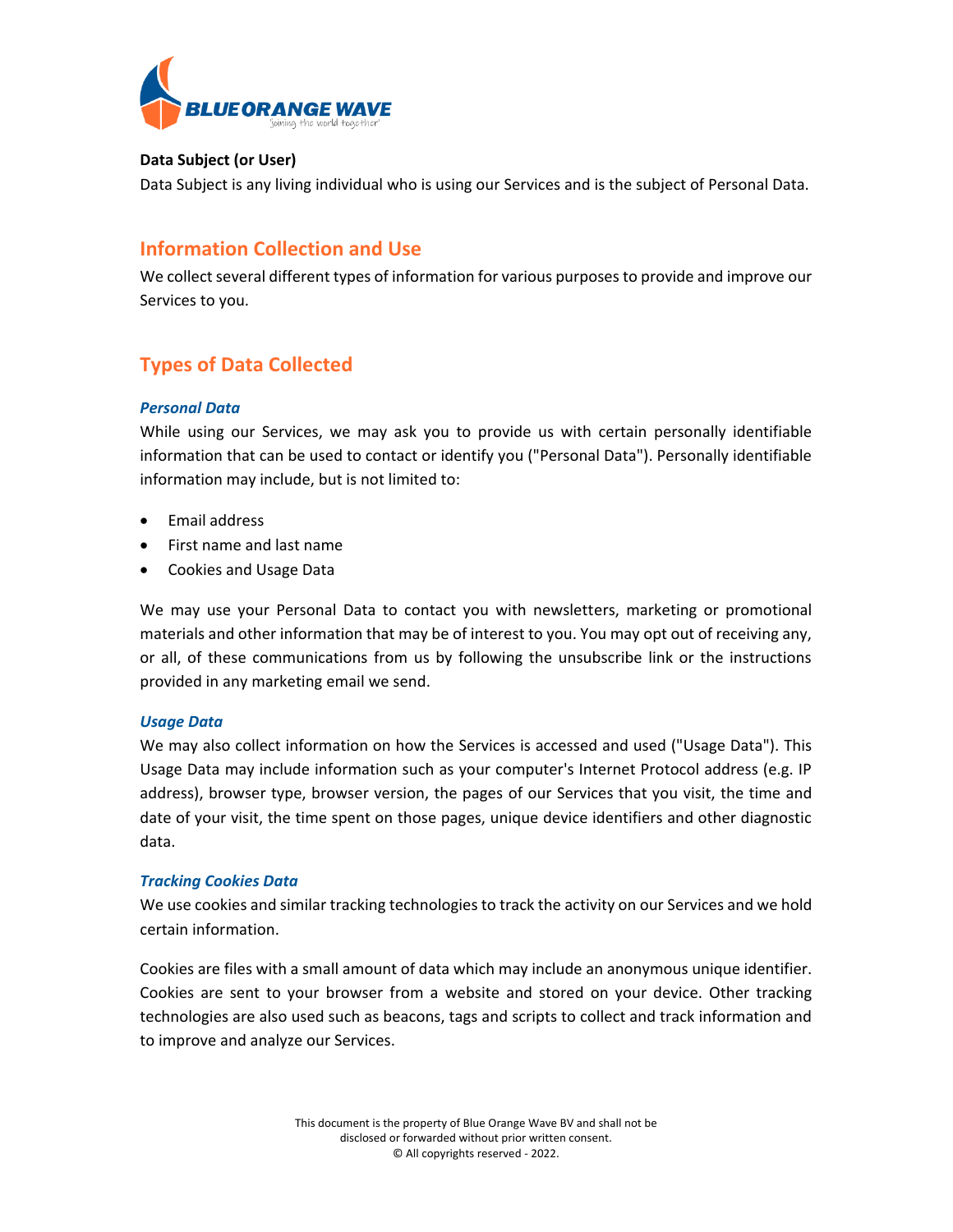**Data Subject (or User)**

Data Subject is any living individual who is using our Services and is the subject of Personal Data.

## Information Collection and Use

We collect several different types of information for various purposes to provide and improve our Services to you.

## Types of Data Collected

### *Personal Data*

While using our Services, we may ask you to provide us with certain personally identifiable information that can be used to contact or identify you ("Personal Data"). Personally identifiable information may include, but is not limited to:

- Email address
- First name and last name
- Cookies and Usage Data

We may use your Personal Data to contact you with newsletters, marketing or promotional materials and other information that may be of interest to you. You may opt out of receiving any, or all, of these communications from us by following the unsubscribe link or the instructions provided in any marketing email we send.

### *Usage Data*

We may also collect information on how the Services is accessed and used ("Usage Data"). This Usage Data may include information such as your computer's Internet Protocol address (e.g. IP address), browser type, browser version, the pages of our Services that you visit, the time and date of your visit, the time spent on those pages, unique device identifiers and other diagnostic data.

### *Tracking Cookies Data*

We use cookies and similar tracking technologies to track the activity on our Services and we hold certain information.

Cookies are files with a small amount of data which may include an anonymous unique identifier. Cookies are sent to your browser from a website and stored on your device. Other tracking technologies are also used such as beacons, tags and scripts to collect and track information and to improve and analyze our Services.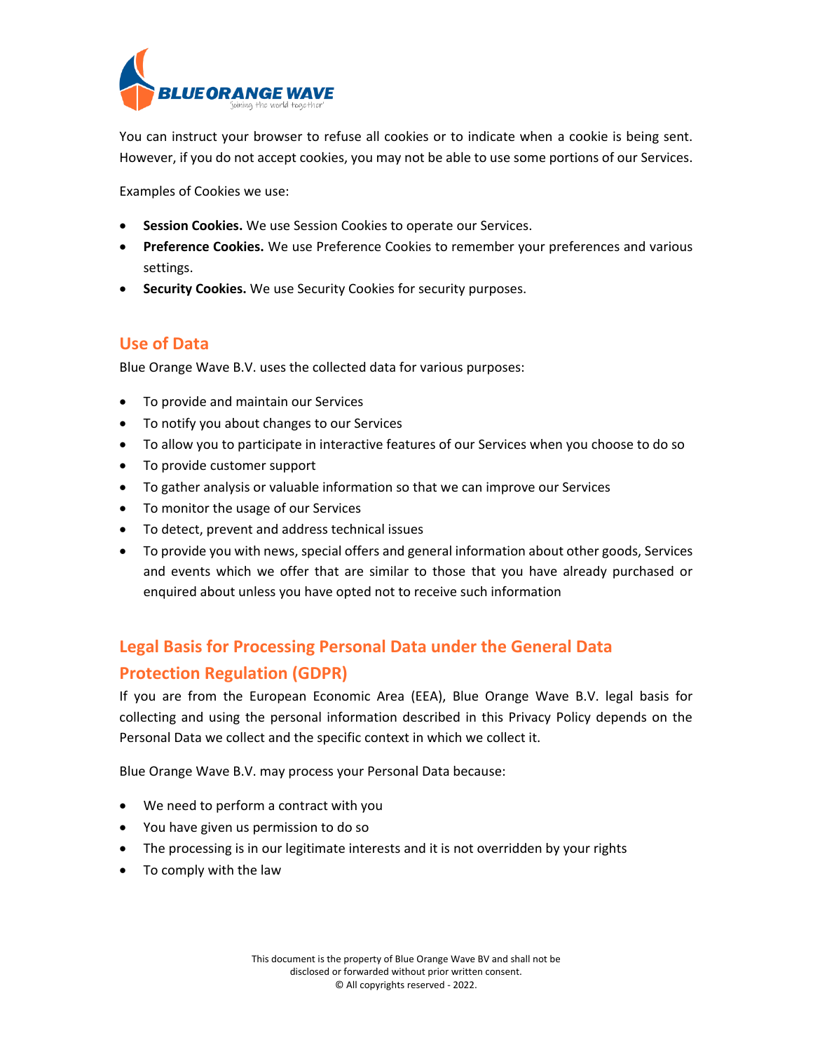You can instruct your browser to refuse all cookies or to indicate when a cookie is being sent. However, if you do not accept cookies, you may not be able to use some portions of our Services.

Examples of Cookies we use:

- **Session Cookies.** We use Session Cookies to operate our Services.
- **Preference Cookies.** We use Preference Cookies to remember your preferences and various settings.
- **Security Cookies.** We use Security Cookies for security purposes.

## Use of Data

Blue Orange Wave B.V. uses the collected data for various purposes:

- To provide and maintain our Services
- To notify you about changes to our Services
- To allow you to participate in interactive features of our Services when you choose to do so
- To provide customer support
- To gather analysis or valuable information so that we can improve our Services
- To monitor the usage of our Services
- To detect, prevent and address technical issues
- To provide you with news, special offers and general information about other goods, Services and events which we offer that are similar to those that you have already purchased or enquired about unless you have opted not to receive such information

## Legal Basis for Processing Personal Data under the General Data Protection Regulation (GDPR)

If you are from the European Economic Area (EEA), Blue Orange Wave B.V. legal basis for collecting and using the personal information described in this Privacy Policy depends on the Personal Data we collect and the specific context in which we collect it.

Blue Orange Wave B.V. may process your Personal Data because:

- We need to perform a contract with you
- You have given us permission to do so
- The processing is in our legitimate interests and it is not overridden by your rights
- To comply with the law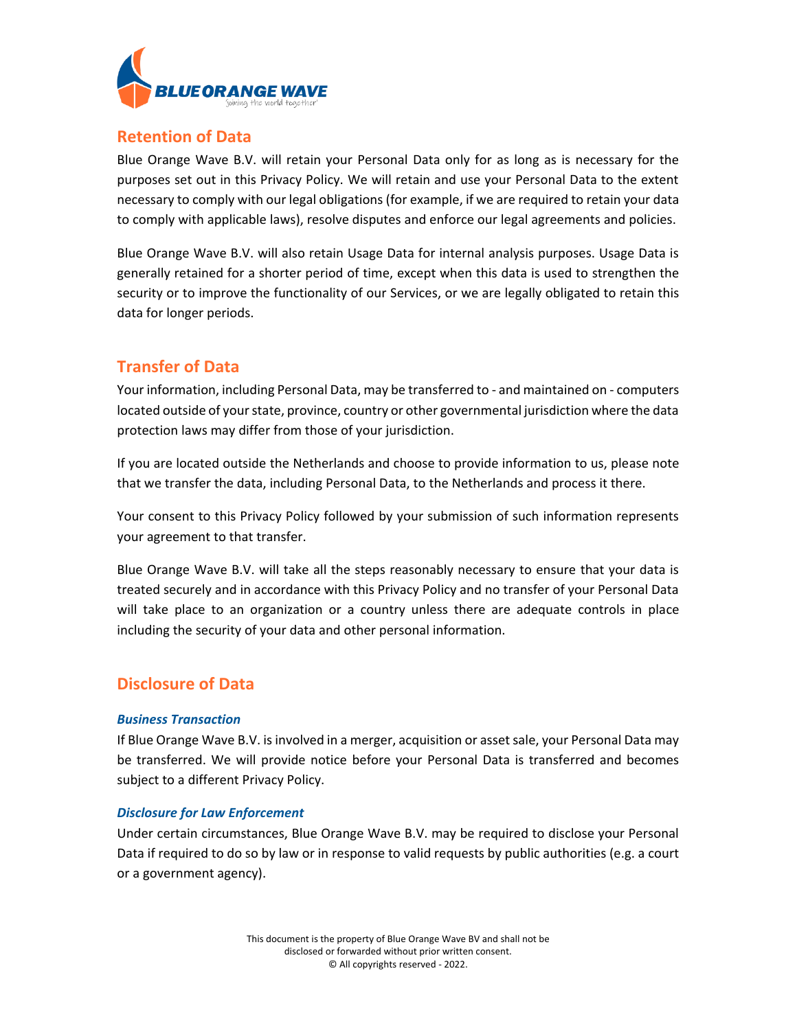## Retention of Data

Blue Orange Wave B.V. will retain your Personal Data only for as long as is necessary for the purposes set out in this Privacy Policy. We will retain and use your Personal Data to the extent necessary to comply with our legal obligations (for example, if we are required to retain your data to comply with applicable laws), resolve disputes and enforce our legal agreements and policies.

Blue Orange Wave B.V. will also retain Usage Data for internal analysis purposes. Usage Data is generally retained for a shorter period of time, except when this data is used to strengthen the security or to improve the functionality of our Services, or we are legally obligated to retain this data for longer periods.

## Transfer of Data

Your information, including Personal Data, may be transferred to - and maintained on - computers located outside of your state, province, country or other governmental jurisdiction where the data protection laws may differ from those of your jurisdiction.

If you are located outside the Netherlands and choose to provide information to us, please note that we transfer the data, including Personal Data, to the Netherlands and process it there.

Your consent to this Privacy Policy followed by your submission of such information represents your agreement to that transfer.

Blue Orange Wave B.V. will take all the steps reasonably necessary to ensure that your data is treated securely and in accordance with this Privacy Policy and no transfer of your Personal Data will take place to an organization or a country unless there are adequate controls in place including the security of your data and other personal information.

## Disclosure of Data

### *Business Transaction*

If Blue Orange Wave B.V. is involved in a merger, acquisition or asset sale, your Personal Data may be transferred. We will provide notice before your Personal Data is transferred and becomes subject to a different Privacy Policy.

### *Disclosure for Law Enforcement*

Under certain circumstances, Blue Orange Wave B.V. may be required to disclose your Personal Data if required to do so by law or in response to valid requests by public authorities (e.g. a court or a government agency).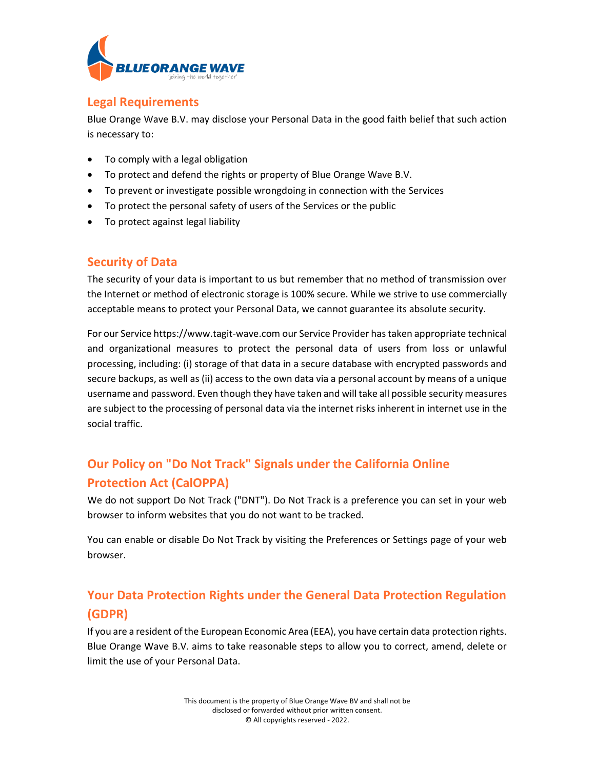## Legal Requirements

Blue Orange Wave B.V. may disclose your Personal Data in the good faith belief that such action is necessary to:

- To comply with a legal obligation
- To protect and defend the rights or property of Blue Orange Wave B.V.
- To prevent or investigate possible wrongdoing in connection with the Services
- To protect the personal safety of users of the Services or the public
- To protect against legal liability

## Security of Data

The security of your data is important to us but remember that no method of transmission over the Internet or method of electronic storage is 100% secure. While we strive to use commercially acceptable means to protect your Personal Data, we cannot guarantee its absolute security.

For our Service https://www.tagit-wave.com our Service Provider has taken appropriate technical and organizational measures to protect the personal data of users from loss or unlawful processing, including: (i) storage of that data in a secure database with encrypted passwords and secure backups, as well as (ii) access to the own data via a personal account by means of a unique username and password. Even though they have taken and will take all possible security measures are subject to the processing of personal data via the internet risks inherent in internet use in the social traffic.

## Our Policy on "Do Not Track" Signals under the California Online Protection Act (CalOPPA)

We do not support Do Not Track ("DNT"). Do Not Track is a preference you can set in your web browser to inform websites that you do not want to be tracked.

You can enable or disable Do Not Track by visiting the Preferences or Settings page of your web browser.

## Your Data Protection Rights under the General Data Protection Regulation (GDPR)

If you are a resident of the European Economic Area (EEA), you have certain data protection rights. Blue Orange Wave B.V. aims to take reasonable steps to allow you to correct, amend, delete or limit the use of your Personal Data.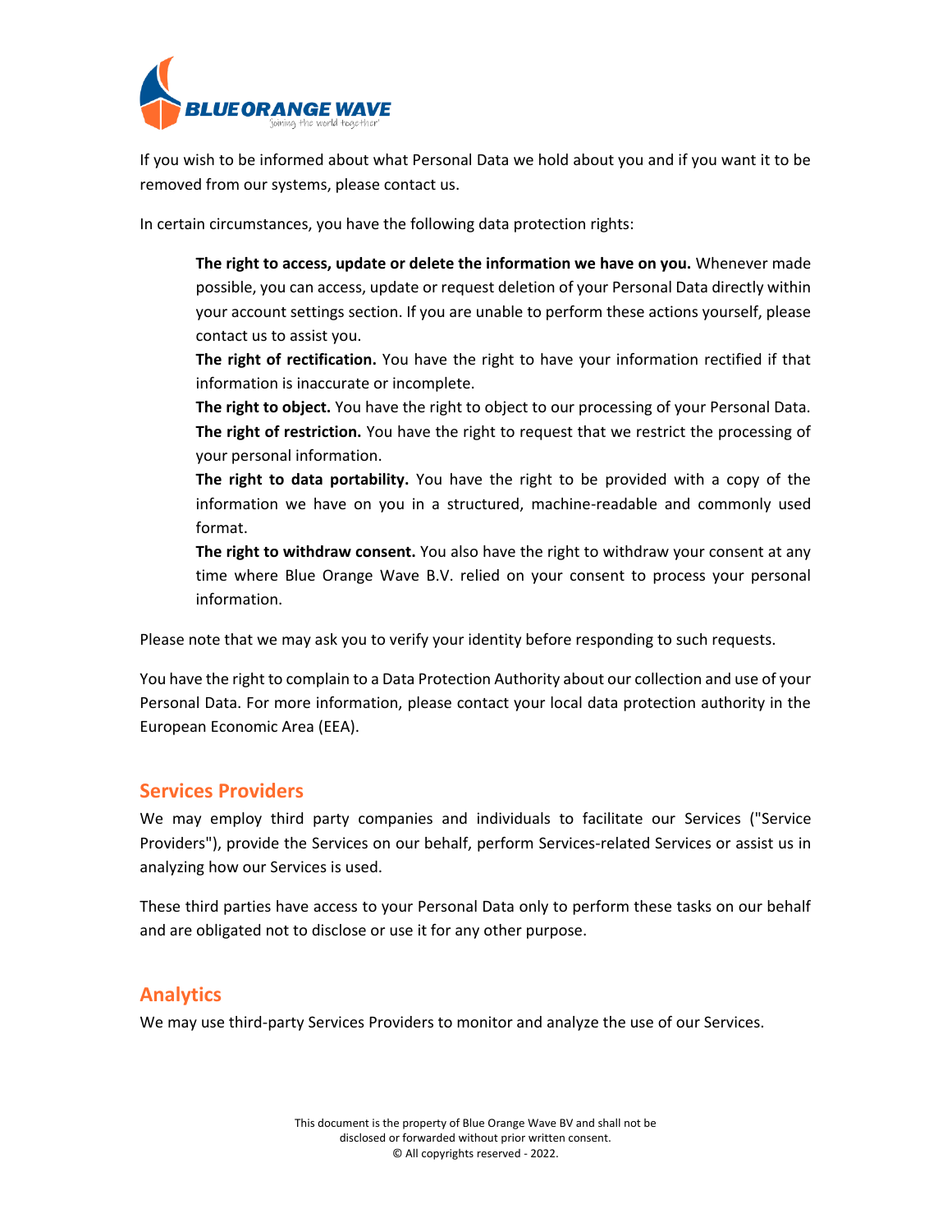If you wish to be informed about what Personal Data we hold about you and if you want it to be removed from our systems, please contact us.

In certain circumstances, you have the following data protection rights:

**The right to access, update or delete the information we have on you.** Whenever made possible, you can access, update or request deletion of your Personal Data directly within your account settings section. If you are unable to perform these actions yourself, please contact us to assist you.

**The right of rectification.** You have the right to have your information rectified if that information is inaccurate or incomplete.

**The right to object.** You have the right to object to our processing of your Personal Data.

**The right of restriction.** You have the right to request that we restrict the processing of your personal information.

**The right to data portability.** You have the right to be provided with a copy of the information we have on you in a structured, machine-readable and commonly used format.

**The right to withdraw consent.** You also have the right to withdraw your consent at any time where Blue Orange Wave B.V. relied on your consent to process your personal information.

Please note that we may ask you to verify your identity before responding to such requests.

You have the right to complain to a Data Protection Authority about our collection and use of your Personal Data. For more information, please contact your local data protection authority in the European Economic Area (EEA).

## Services Providers

We may employ third party companies and individuals to facilitate our Services ("Service Providers"), provide the Services on our behalf, perform Services-related Services or assist us in analyzing how our Services is used.

These third parties have access to your Personal Data only to perform these tasks on our behalf and are obligated not to disclose or use it for any other purpose.

## Analytics

We may use third-party Services Providers to monitor and analyze the use of our Services.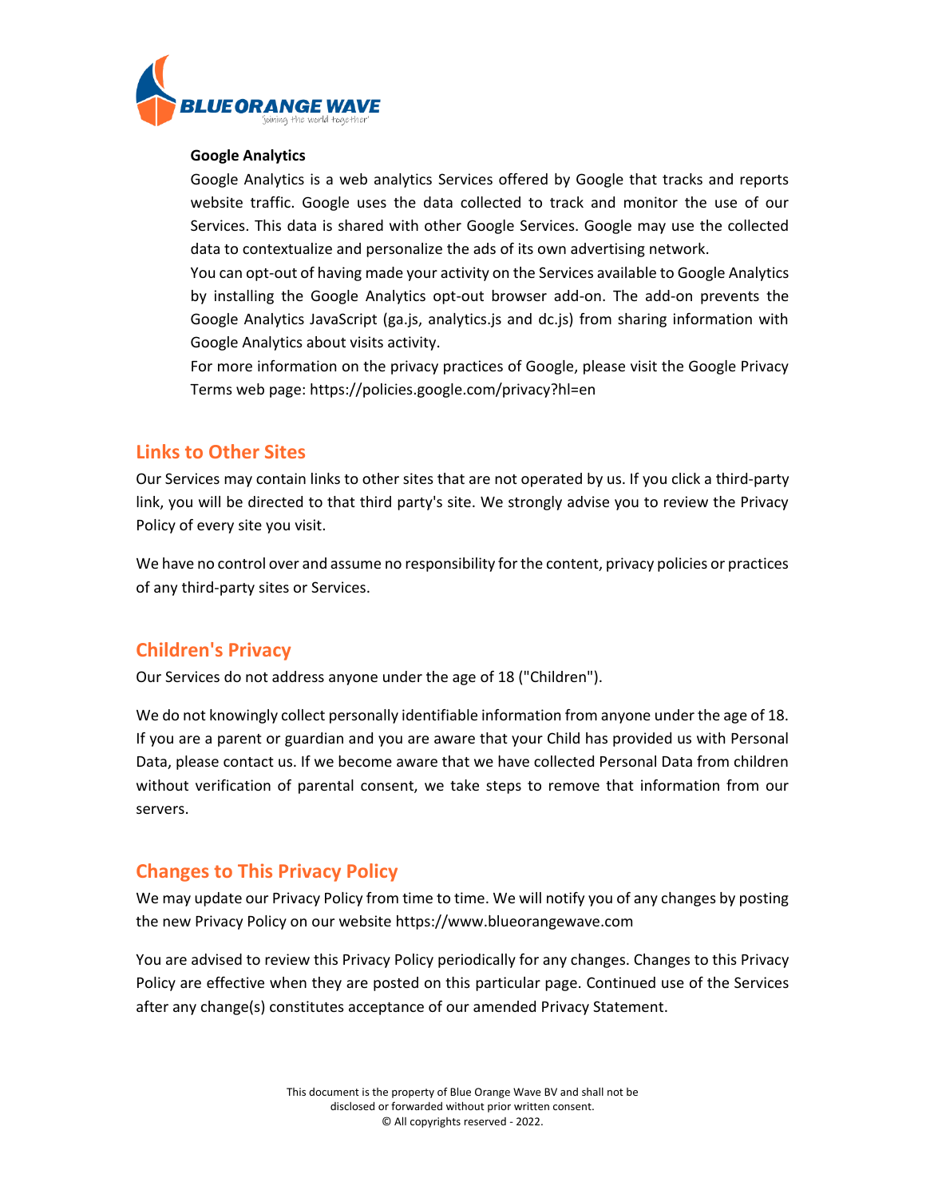**Google Analytics**

Google Analytics is a web analytics Services offered by Google that tracks and reports website traffic. Google uses the data collected to track and monitor the use of our Services. This data is shared with other Google Services. Google may use the collected data to contextualize and personalize the ads of its own advertising network.

You can opt-out of having made your activity on the Services available to Google Analytics by installing the Google Analytics opt-out browser add-on. The add-on prevents the Google Analytics JavaScript (ga.js, analytics.js and dc.js) from sharing information with Google Analytics about visits activity.

For more information on the privacy practices of Google, please visit the Google Privacy Terms web page: https://policies.google.com/privacy?hl=en

## Links to Other Sites

Our Services may contain links to other sites that are not operated by us. If you click a third-party link, you will be directed to that third party's site. We strongly advise you to review the Privacy Policy of every site you visit.

We have no control over and assume no responsibility for the content, privacy policies or practices of any third-party sites or Services.

## Children's Privacy

Our Services do not address anyone under the age of 18 ("Children").

We do not knowingly collect personally identifiable information from anyone under the age of 18. If you are a parent or guardian and you are aware that your Child has provided us with Personal Data, please contact us. If we become aware that we have collected Personal Data from children without verification of parental consent, we take steps to remove that information from our servers.

## Changes to This Privacy Policy

We may update our Privacy Policy from time to time. We will notify you of any changes by posting the new Privacy Policy on our website https://www.blueorangewave.com

You are advised to review this Privacy Policy periodically for any changes. Changes to this Privacy Policy are effective when they are posted on this particular page. Continued use of the Services after any change(s) constitutes acceptance of our amended Privacy Statement.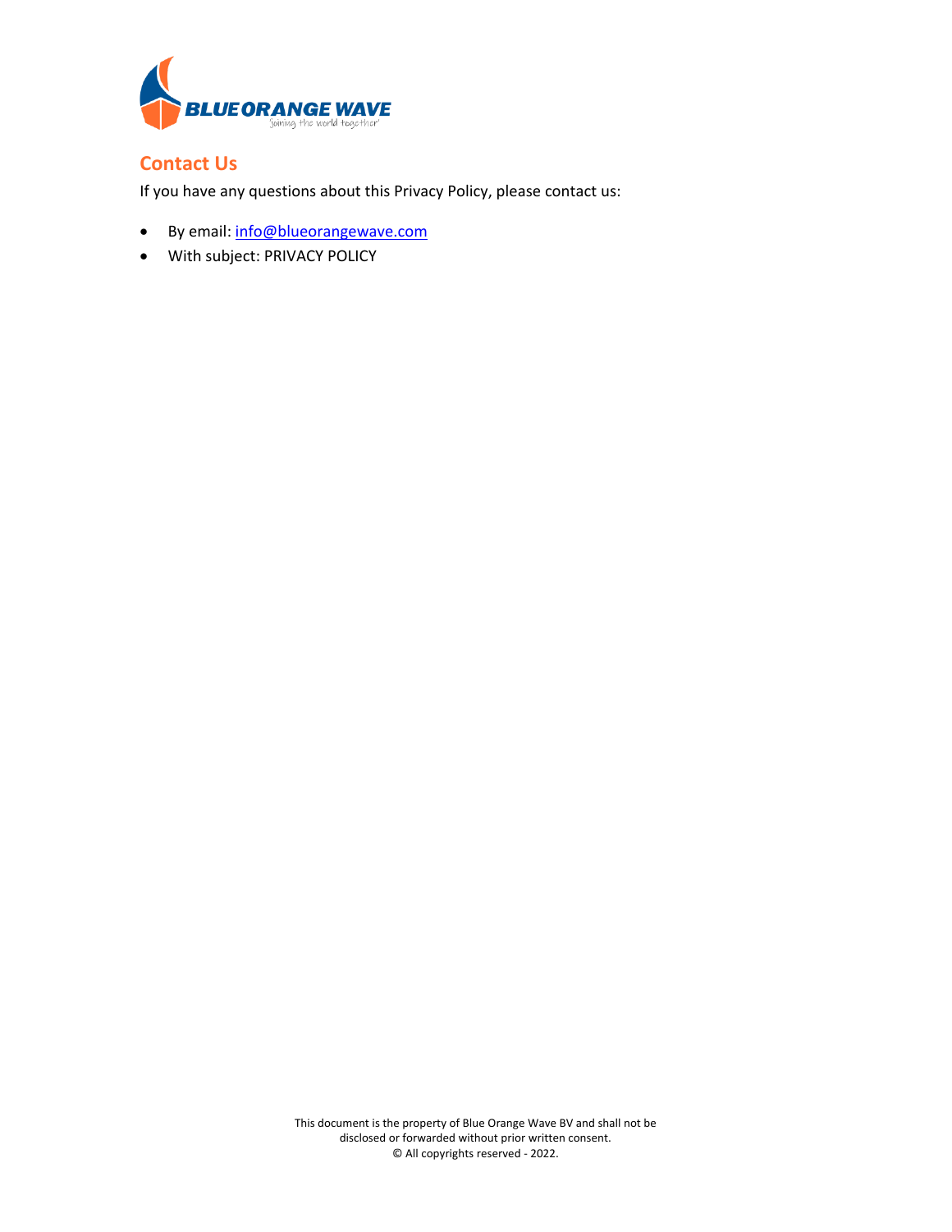## Contact Us

If you have any questions about this Privacy Policy, please contact us:

- By email: info@blueorangewave.com
- With subject: PRIVACY POLICY

This document is the property of Blue Orange Wave BV and shall not be disclosed or forwarded without prior written consent.
© All copyrights reserved - 2022.